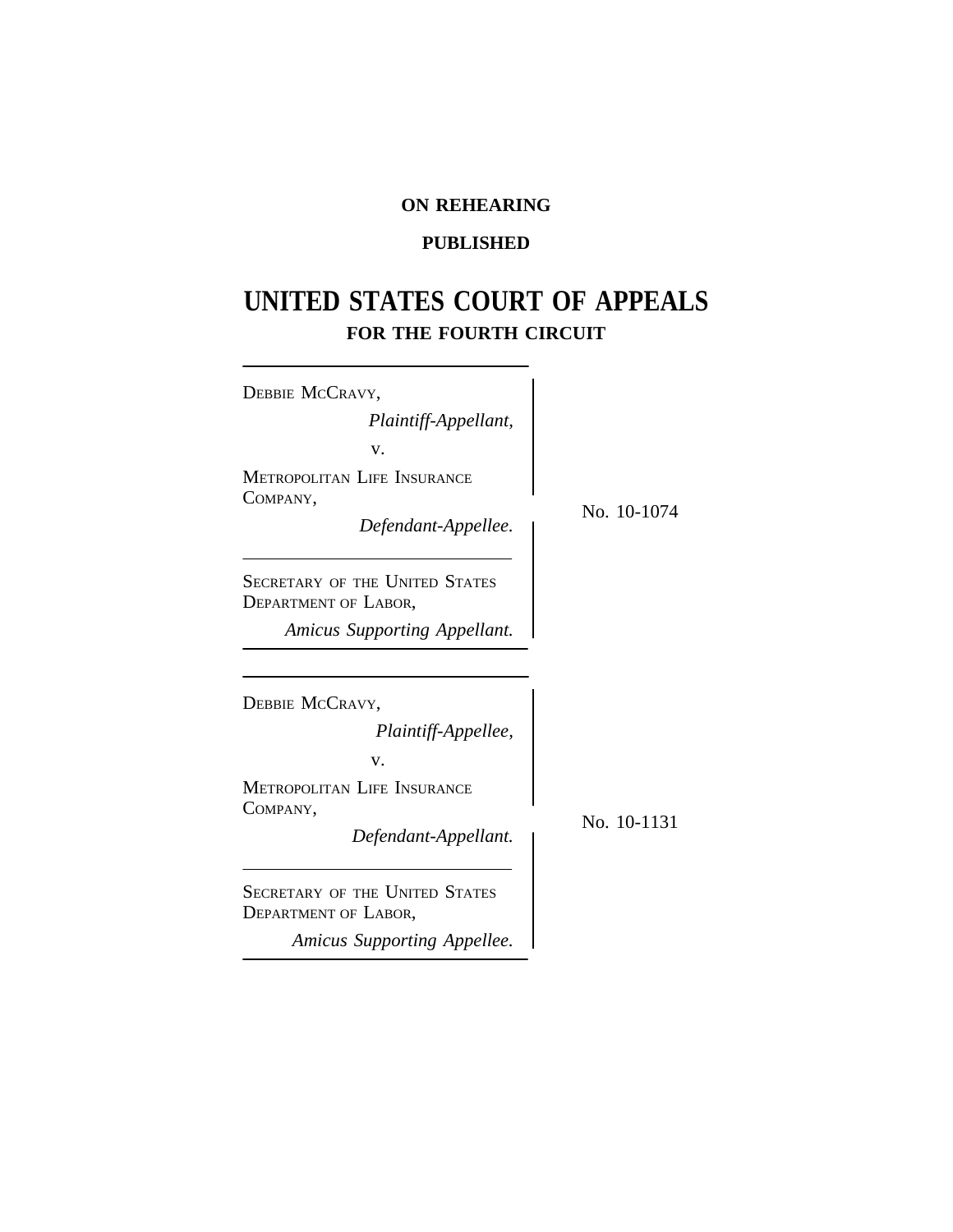**ON REHEARING**

**PUBLISHED**

# UNITED STATES COURT OF APPEALS
## FOR THE FOURTH CIRCUIT

DEBBIE MCCRAVY,
*Plaintiff-Appellant,*
v.
METROPOLITAN LIFE INSURANCE COMPANY,
*Defendant-Appellee.*

SECRETARY OF THE UNITED STATES DEPARTMENT OF LABOR,
*Amicus Supporting Appellant.*

No. 10-1074

DEBBIE MCCRAVY,
*Plaintiff-Appellee,*
v.
METROPOLITAN LIFE INSURANCE COMPANY,
*Defendant-Appellant.*

SECRETARY OF THE UNITED STATES DEPARTMENT OF LABOR,
*Amicus Supporting Appellee.*

No. 10-1131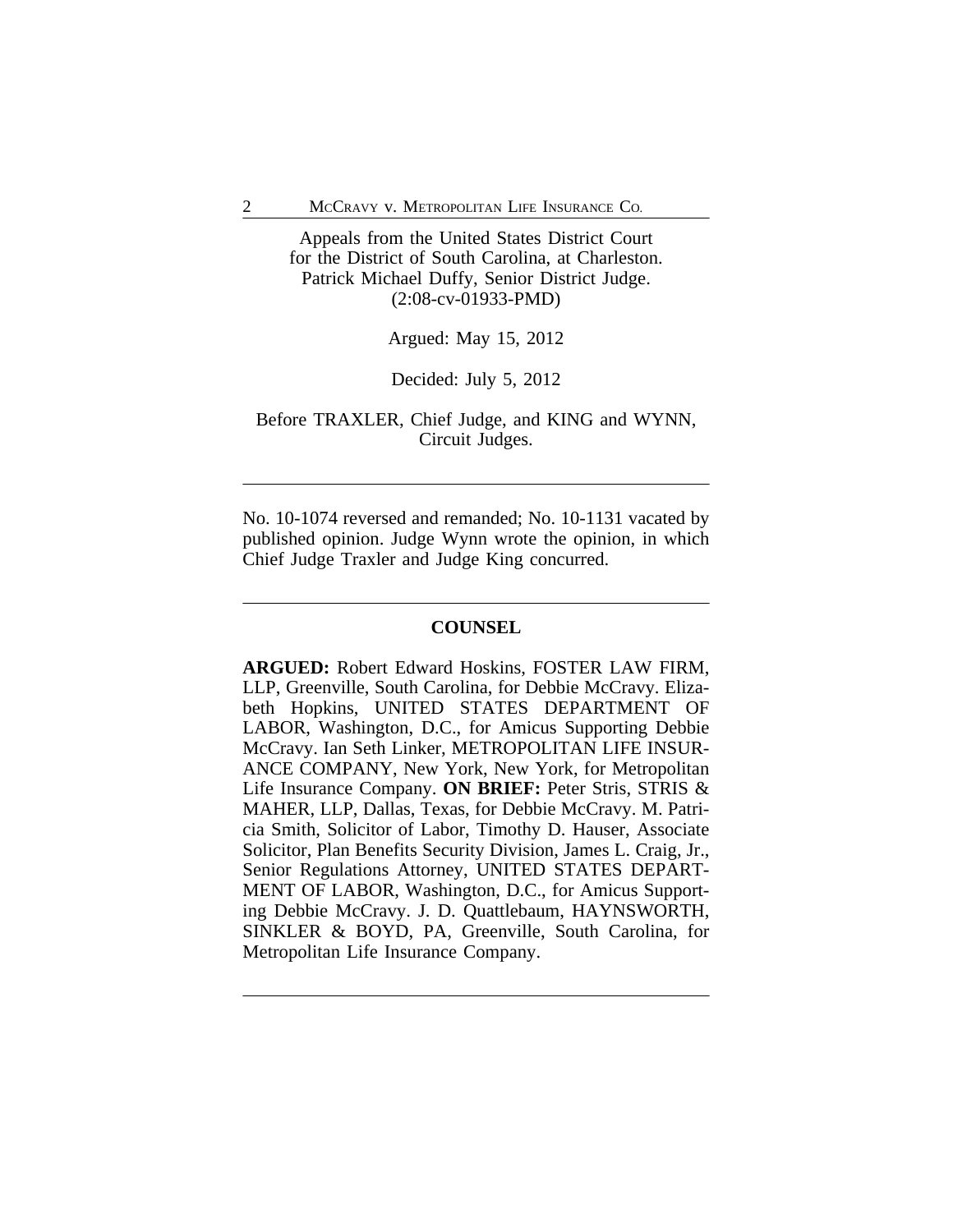Appeals from the United States District Court for the District of South Carolina, at Charleston.
Patrick Michael Duffy, Senior District Judge.
(2:08-cv-01933-PMD)

Argued: May 15, 2012

Decided: July 5, 2012

Before TRAXLER, Chief Judge, and KING and WYNN, Circuit Judges.

---

No. 10-1074 reversed and remanded; No. 10-1131 vacated by published opinion. Judge Wynn wrote the opinion, in which Chief Judge Traxler and Judge King concurred.

---

## COUNSEL

**ARGUED:** Robert Edward Hoskins, FOSTER LAW FIRM, LLP, Greenville, South Carolina, for Debbie McCravy. Elizabeth Hopkins, UNITED STATES DEPARTMENT OF LABOR, Washington, D.C., for Amicus Supporting Debbie McCravy. Ian Seth Linker, METROPOLITAN LIFE INSURANCE COMPANY, New York, New York, for Metropolitan Life Insurance Company. **ON BRIEF:** Peter Stris, STRIS & MAHER, LLP, Dallas, Texas, for Debbie McCravy. M. Patricia Smith, Solicitor of Labor, Timothy D. Hauser, Associate Solicitor, Plan Benefits Security Division, James L. Craig, Jr., Senior Regulations Attorney, UNITED STATES DEPARTMENT OF LABOR, Washington, D.C., for Amicus Supporting Debbie McCravy. J. D. Quattlebaum, HAYNSWORTH, SINKLER & BOYD, PA, Greenville, South Carolina, for Metropolitan Life Insurance Company.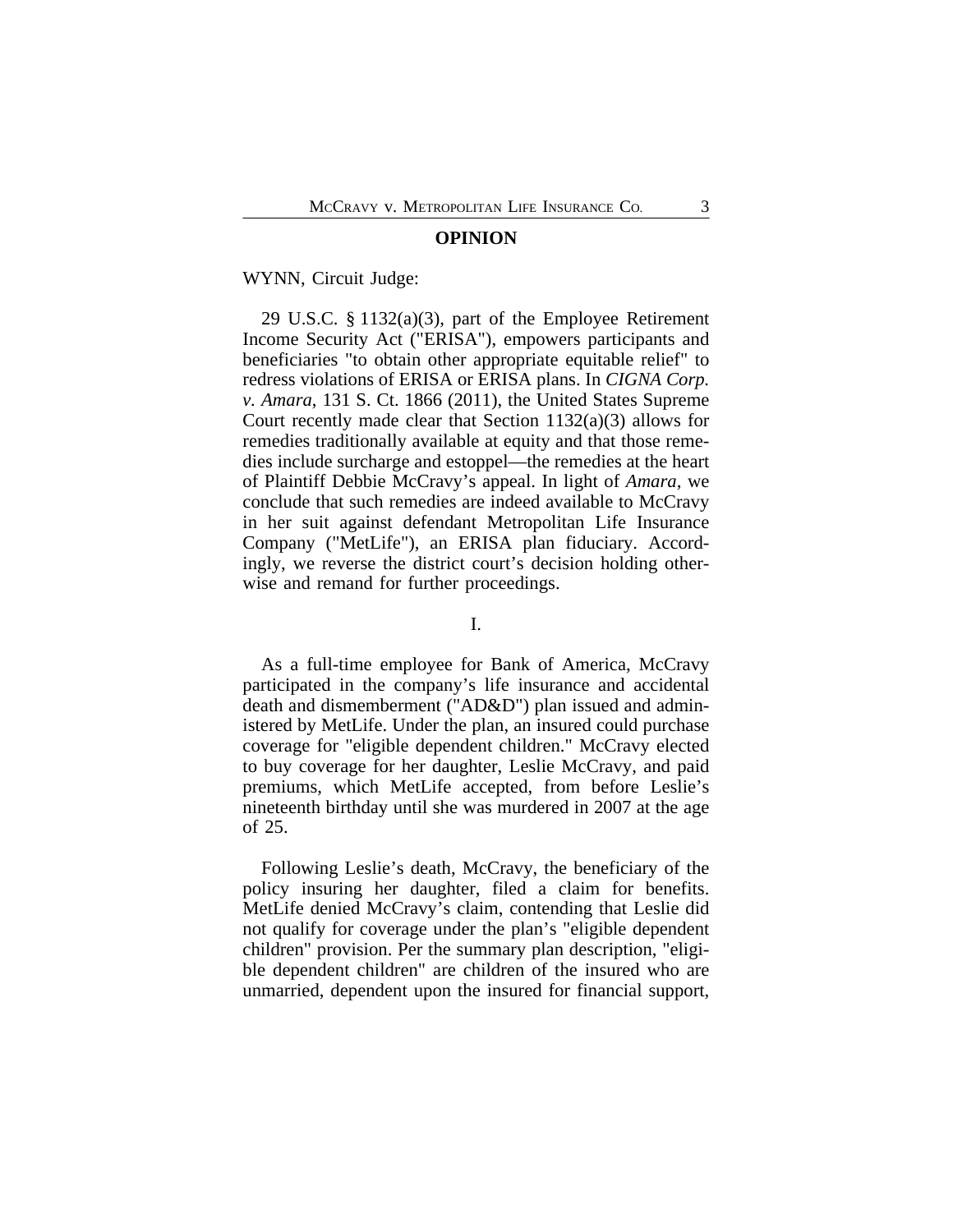## OPINION

WYNN, Circuit Judge:

29 U.S.C. § 1132(a)(3), part of the Employee Retirement Income Security Act ("ERISA"), empowers participants and beneficiaries "to obtain other appropriate equitable relief" to redress violations of ERISA or ERISA plans. In *CIGNA Corp. v. Amara*, 131 S. Ct. 1866 (2011), the United States Supreme Court recently made clear that Section 1132(a)(3) allows for remedies traditionally available at equity and that those remedies include surcharge and estoppel—the remedies at the heart of Plaintiff Debbie McCravy's appeal. In light of *Amara*, we conclude that such remedies are indeed available to McCravy in her suit against defendant Metropolitan Life Insurance Company ("MetLife"), an ERISA plan fiduciary. Accordingly, we reverse the district court's decision holding otherwise and remand for further proceedings.

I.

As a full-time employee for Bank of America, McCravy participated in the company's life insurance and accidental death and dismemberment ("AD&D") plan issued and administered by MetLife. Under the plan, an insured could purchase coverage for "eligible dependent children." McCravy elected to buy coverage for her daughter, Leslie McCravy, and paid premiums, which MetLife accepted, from before Leslie's nineteenth birthday until she was murdered in 2007 at the age of 25.

Following Leslie's death, McCravy, the beneficiary of the policy insuring her daughter, filed a claim for benefits. MetLife denied McCravy's claim, contending that Leslie did not qualify for coverage under the plan's "eligible dependent children" provision. Per the summary plan description, "eligible dependent children" are children of the insured who are unmarried, dependent upon the insured for financial support,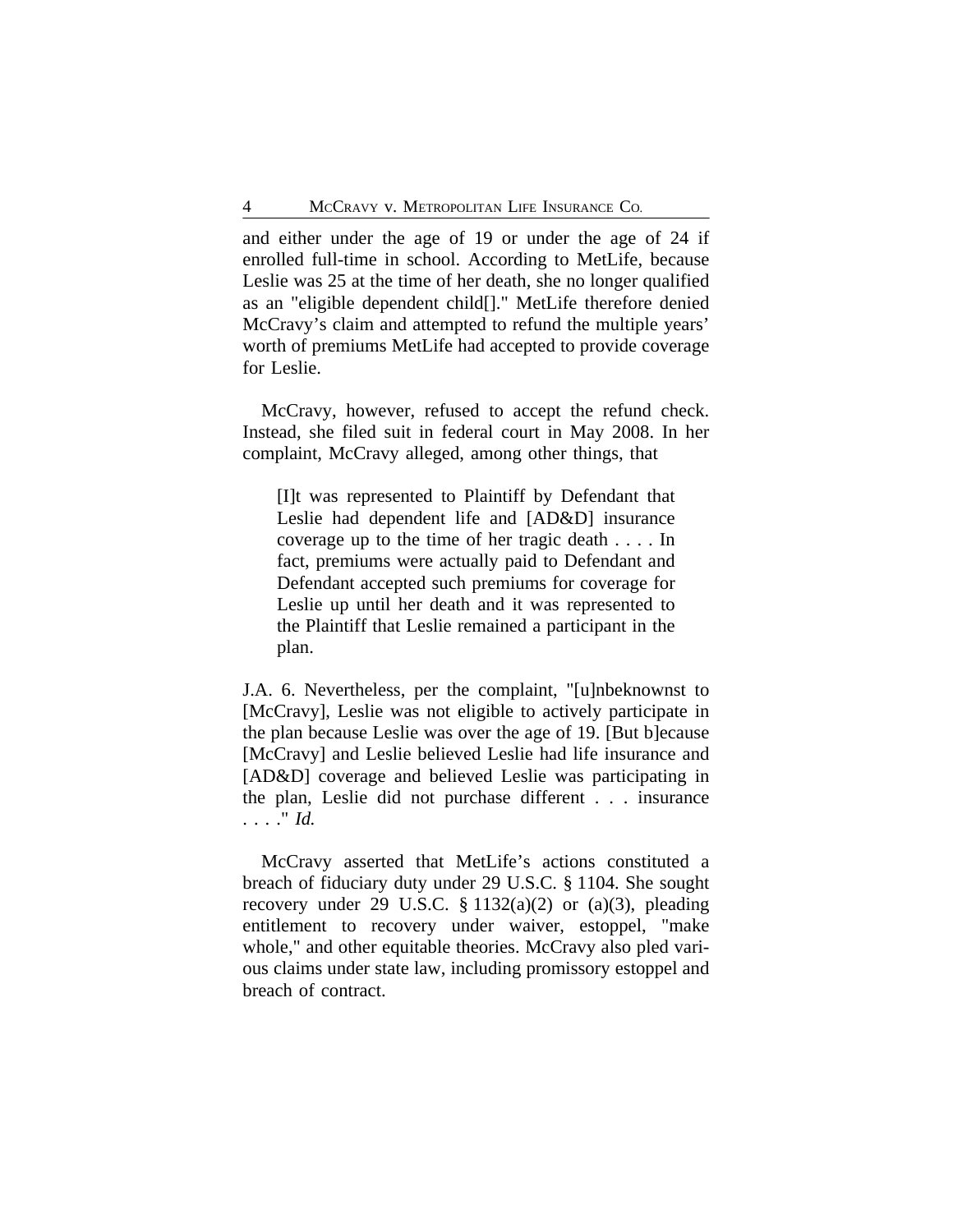and either under the age of 19 or under the age of 24 if enrolled full-time in school. According to MetLife, because Leslie was 25 at the time of her death, she no longer qualified as an "eligible dependent child[]." MetLife therefore denied McCravy's claim and attempted to refund the multiple years' worth of premiums MetLife had accepted to provide coverage for Leslie.

McCravy, however, refused to accept the refund check. Instead, she filed suit in federal court in May 2008. In her complaint, McCravy alleged, among other things, that

> [I]t was represented to Plaintiff by Defendant that Leslie had dependent life and [AD&D] insurance coverage up to the time of her tragic death . . . . In fact, premiums were actually paid to Defendant and Defendant accepted such premiums for coverage for Leslie up until her death and it was represented to the Plaintiff that Leslie remained a participant in the plan.

J.A. 6. Nevertheless, per the complaint, "[u]nbeknownst to [McCravy], Leslie was not eligible to actively participate in the plan because Leslie was over the age of 19. [But b]ecause [McCravy] and Leslie believed Leslie had life insurance and [AD&D] coverage and believed Leslie was participating in the plan, Leslie did not purchase different . . . insurance . . . ." *Id.*

McCravy asserted that MetLife's actions constituted a breach of fiduciary duty under 29 U.S.C. § 1104. She sought recovery under 29 U.S.C. § 1132(a)(2) or (a)(3), pleading entitlement to recovery under waiver, estoppel, "make whole," and other equitable theories. McCravy also pled various claims under state law, including promissory estoppel and breach of contract.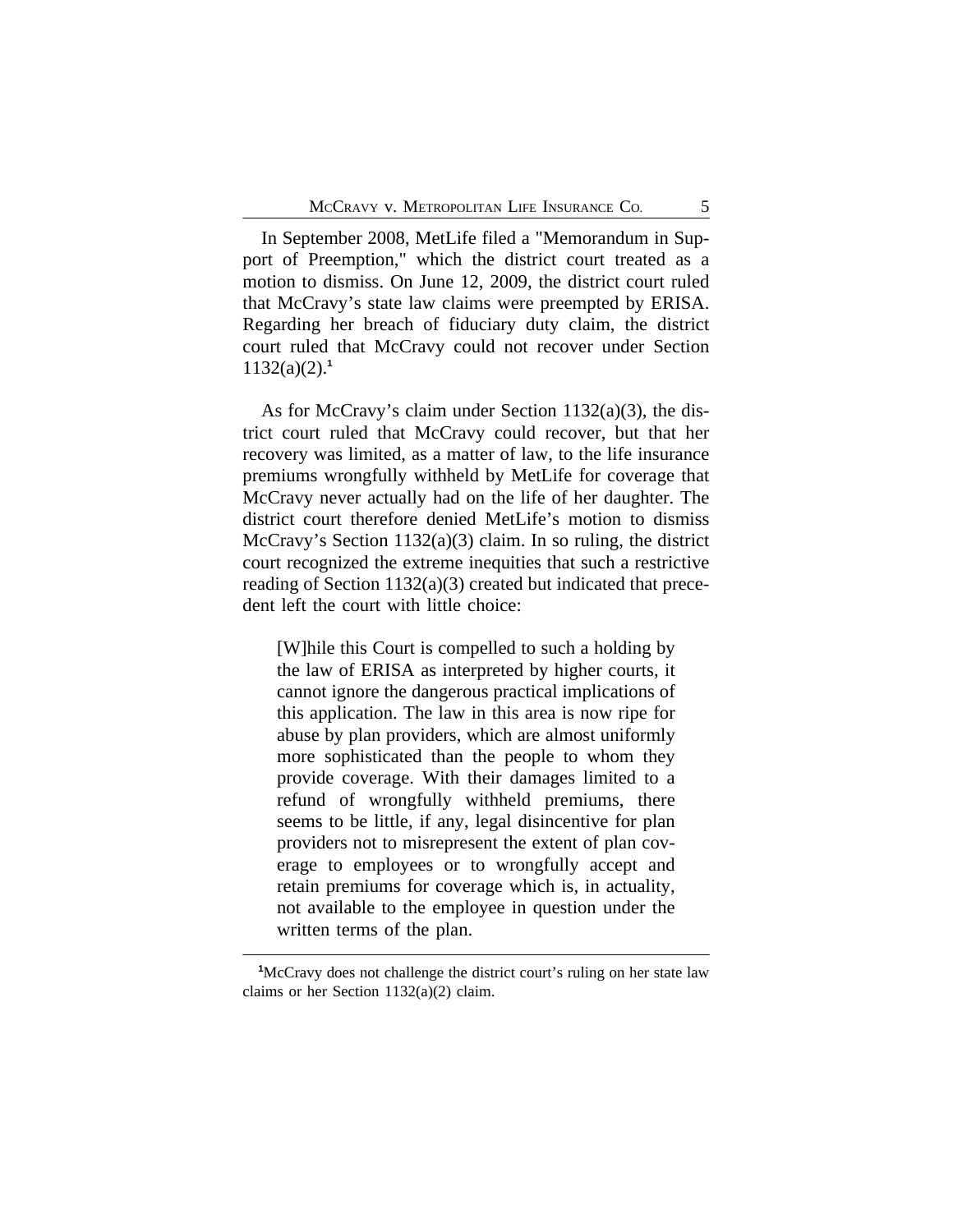In September 2008, MetLife filed a "Memorandum in Support of Preemption," which the district court treated as a motion to dismiss. On June 12, 2009, the district court ruled that McCravy's state law claims were preempted by ERISA. Regarding her breach of fiduciary duty claim, the district court ruled that McCravy could not recover under Section 1132(a)(2).[1]

As for McCravy's claim under Section 1132(a)(3), the district court ruled that McCravy could recover, but that her recovery was limited, as a matter of law, to the life insurance premiums wrongfully withheld by MetLife for coverage that McCravy never actually had on the life of her daughter. The district court therefore denied MetLife's motion to dismiss McCravy's Section 1132(a)(3) claim. In so ruling, the district court recognized the extreme inequities that such a restrictive reading of Section 1132(a)(3) created but indicated that precedent left the court with little choice:

> [W]hile this Court is compelled to such a holding by the law of ERISA as interpreted by higher courts, it cannot ignore the dangerous practical implications of this application. The law in this area is now ripe for abuse by plan providers, which are almost uniformly more sophisticated than the people to whom they provide coverage. With their damages limited to a refund of wrongfully withheld premiums, there seems to be little, if any, legal disincentive for plan providers not to misrepresent the extent of plan coverage to employees or to wrongfully accept and retain premiums for coverage which is, in actuality, not available to the employee in question under the written terms of the plan.

[1] McCravy does not challenge the district court's ruling on her state law claims or her Section 1132(a)(2) claim.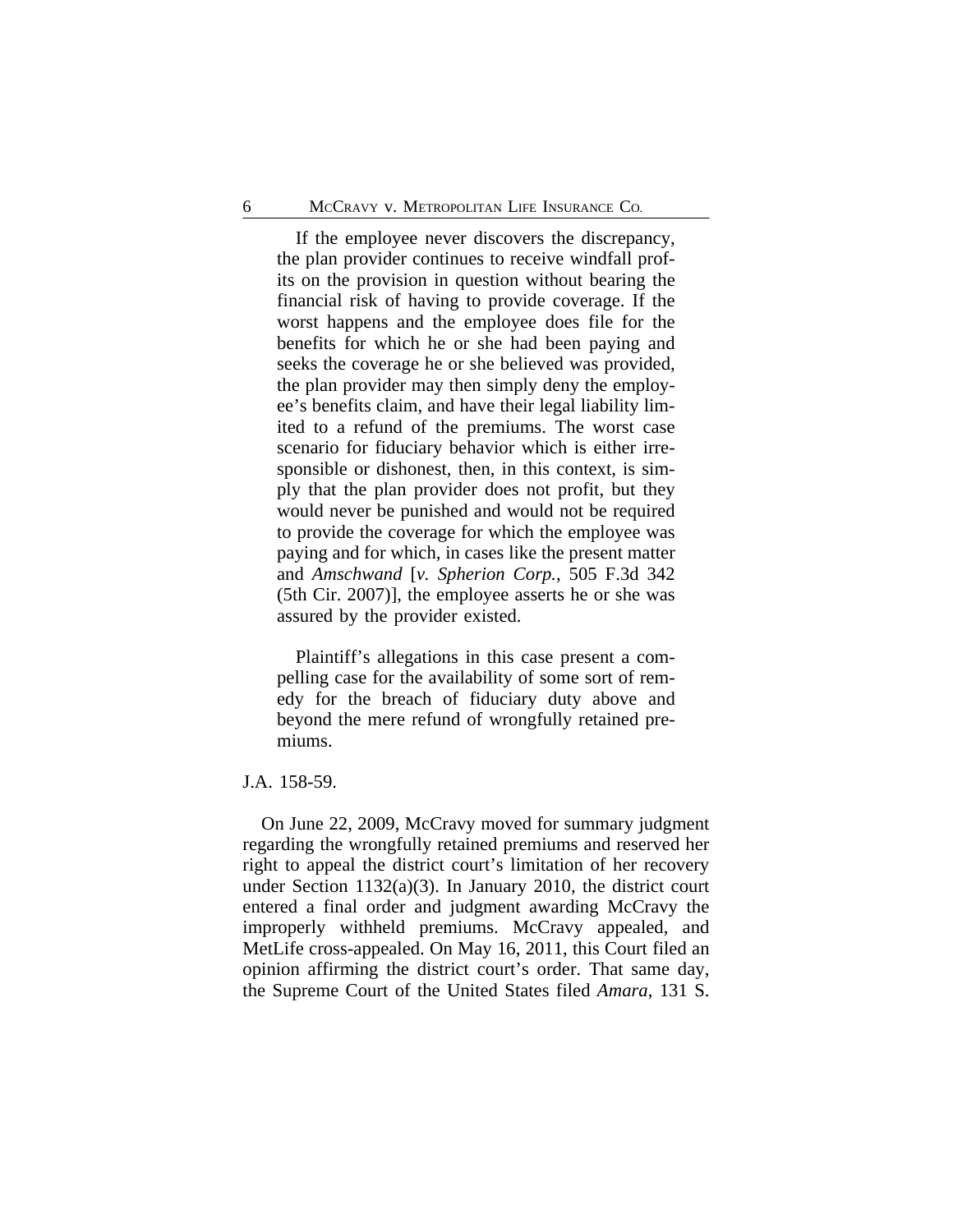> If the employee never discovers the discrepancy, the plan provider continues to receive windfall profits on the provision in question without bearing the financial risk of having to provide coverage. If the worst happens and the employee does file for the benefits for which he or she had been paying and seeks the coverage he or she believed was provided, the plan provider may then simply deny the employee's benefits claim, and have their legal liability limited to a refund of the premiums. The worst case scenario for fiduciary behavior which is either irresponsible or dishonest, then, in this context, is simply that the plan provider does not profit, but they would never be punished and would not be required to provide the coverage for which the employee was paying and for which, in cases like the present matter and *Amschwand* [*v. Spherion Corp.*, 505 F.3d 342 (5th Cir. 2007)], the employee asserts he or she was assured by the provider existed.
>
> Plaintiff's allegations in this case present a compelling case for the availability of some sort of remedy for the breach of fiduciary duty above and beyond the mere refund of wrongfully retained premiums.

J.A. 158-59.

On June 22, 2009, McCravy moved for summary judgment regarding the wrongfully retained premiums and reserved her right to appeal the district court's limitation of her recovery under Section 1132(a)(3). In January 2010, the district court entered a final order and judgment awarding McCravy the improperly withheld premiums. McCravy appealed, and MetLife cross-appealed. On May 16, 2011, this Court filed an opinion affirming the district court's order. That same day, the Supreme Court of the United States filed *Amara*, 131 S.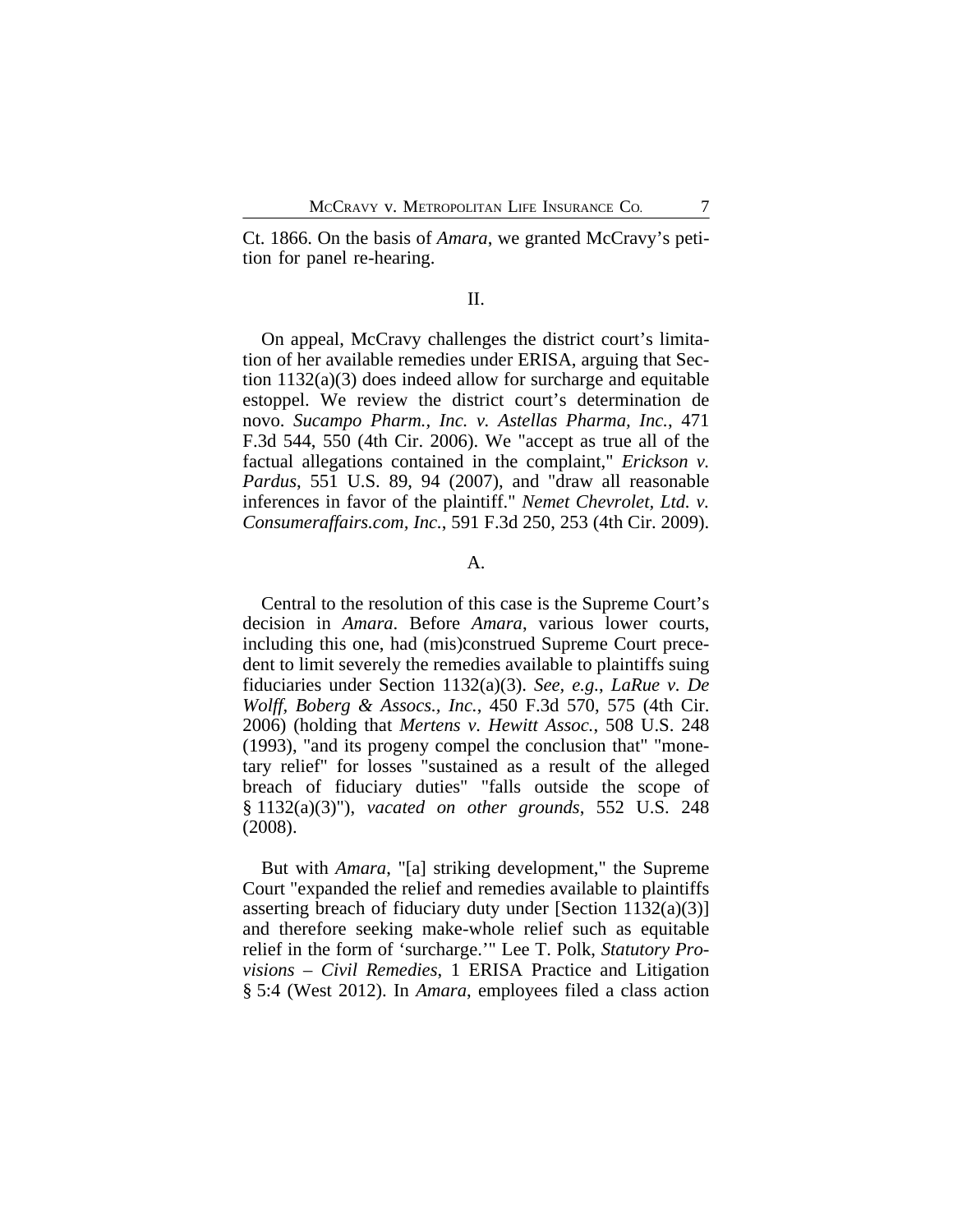Ct. 1866. On the basis of *Amara*, we granted McCravy's petition for panel re-hearing.

## II.

On appeal, McCravy challenges the district court's limitation of her available remedies under ERISA, arguing that Section 1132(a)(3) does indeed allow for surcharge and equitable estoppel. We review the district court's determination de novo. *Sucampo Pharm., Inc. v. Astellas Pharma, Inc.*, 471 F.3d 544, 550 (4th Cir. 2006). We "accept as true all of the factual allegations contained in the complaint," *Erickson v. Pardus*, 551 U.S. 89, 94 (2007), and "draw all reasonable inferences in favor of the plaintiff." *Nemet Chevrolet, Ltd. v. Consumeraffairs.com, Inc.*, 591 F.3d 250, 253 (4th Cir. 2009).

### A.

Central to the resolution of this case is the Supreme Court's decision in *Amara*. Before *Amara*, various lower courts, including this one, had (mis)construed Supreme Court precedent to limit severely the remedies available to plaintiffs suing fiduciaries under Section 1132(a)(3). *See, e.g.*, *LaRue v. De Wolff, Boberg & Assocs., Inc.*, 450 F.3d 570, 575 (4th Cir. 2006) (holding that *Mertens v. Hewitt Assoc.*, 508 U.S. 248 (1993), "and its progeny compel the conclusion that" "monetary relief" for losses "sustained as a result of the alleged breach of fiduciary duties" "falls outside the scope of § 1132(a)(3)"), *vacated on other grounds*, 552 U.S. 248 (2008).

But with *Amara*, "[a] striking development," the Supreme Court "expanded the relief and remedies available to plaintiffs asserting breach of fiduciary duty under [Section 1132(a)(3)] and therefore seeking make-whole relief such as equitable relief in the form of 'surcharge.'" Lee T. Polk, *Statutory Provisions – Civil Remedies*, 1 ERISA Practice and Litigation § 5:4 (West 2012). In *Amara*, employees filed a class action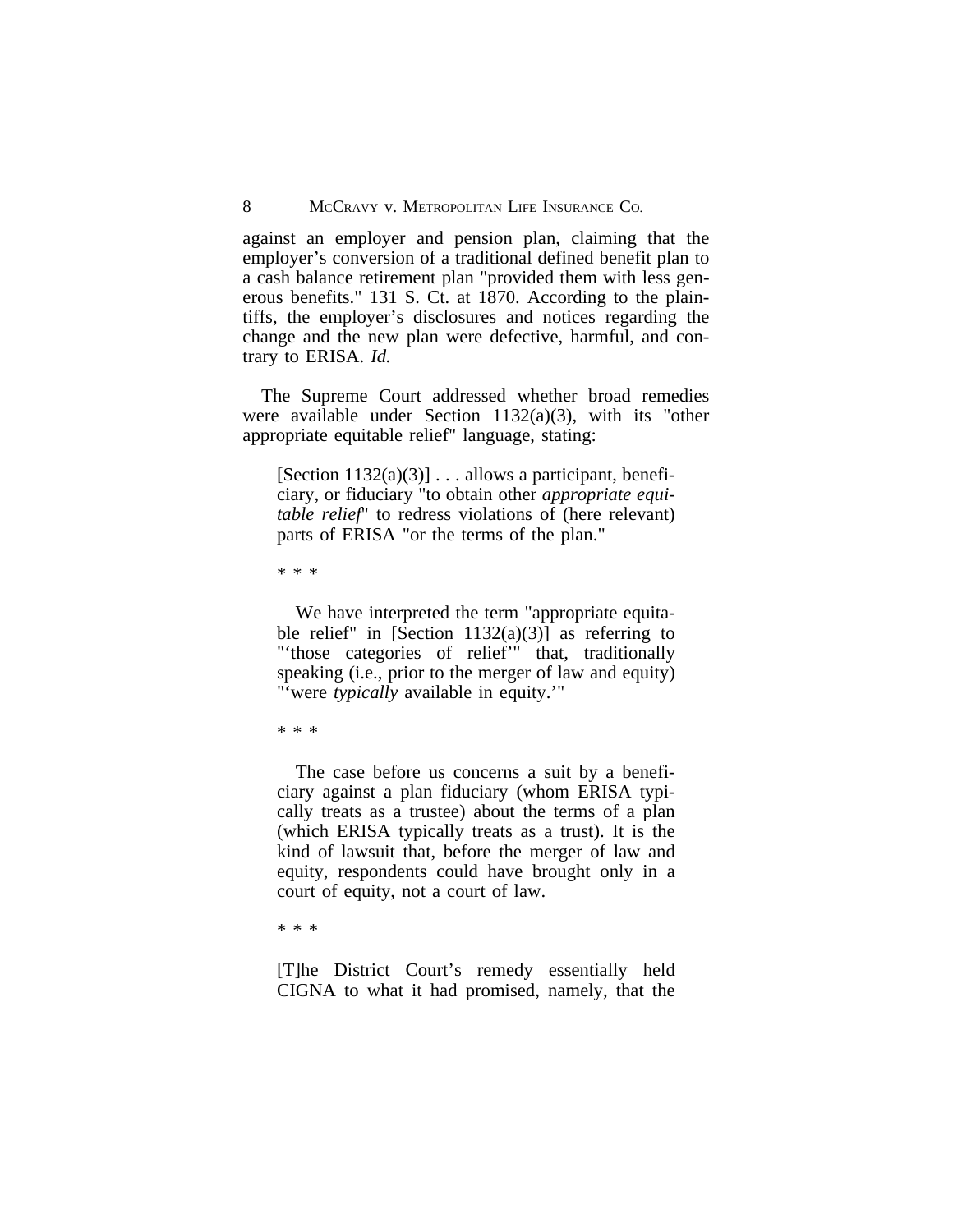against an employer and pension plan, claiming that the employer's conversion of a traditional defined benefit plan to a cash balance retirement plan "provided them with less generous benefits." 131 S. Ct. at 1870. According to the plaintiffs, the employer's disclosures and notices regarding the change and the new plan were defective, harmful, and contrary to ERISA. *Id.*

The Supreme Court addressed whether broad remedies were available under Section 1132(a)(3), with its "other appropriate equitable relief" language, stating:

> [Section 1132(a)(3)] . . . allows a participant, beneficiary, or fiduciary "to obtain other *appropriate equitable relief*" to redress violations of (here relevant) parts of ERISA "or the terms of the plan."
>
> * * *
>
> We have interpreted the term "appropriate equitable relief" in [Section 1132(a)(3)] as referring to "'those categories of relief'" that, traditionally speaking (i.e., prior to the merger of law and equity) "'were *typically* available in equity.'"
>
> * * *
>
> The case before us concerns a suit by a beneficiary against a plan fiduciary (whom ERISA typically treats as a trustee) about the terms of a plan (which ERISA typically treats as a trust). It is the kind of lawsuit that, before the merger of law and equity, respondents could have brought only in a court of equity, not a court of law.
>
> * * *
>
> [T]he District Court's remedy essentially held CIGNA to what it had promised, namely, that the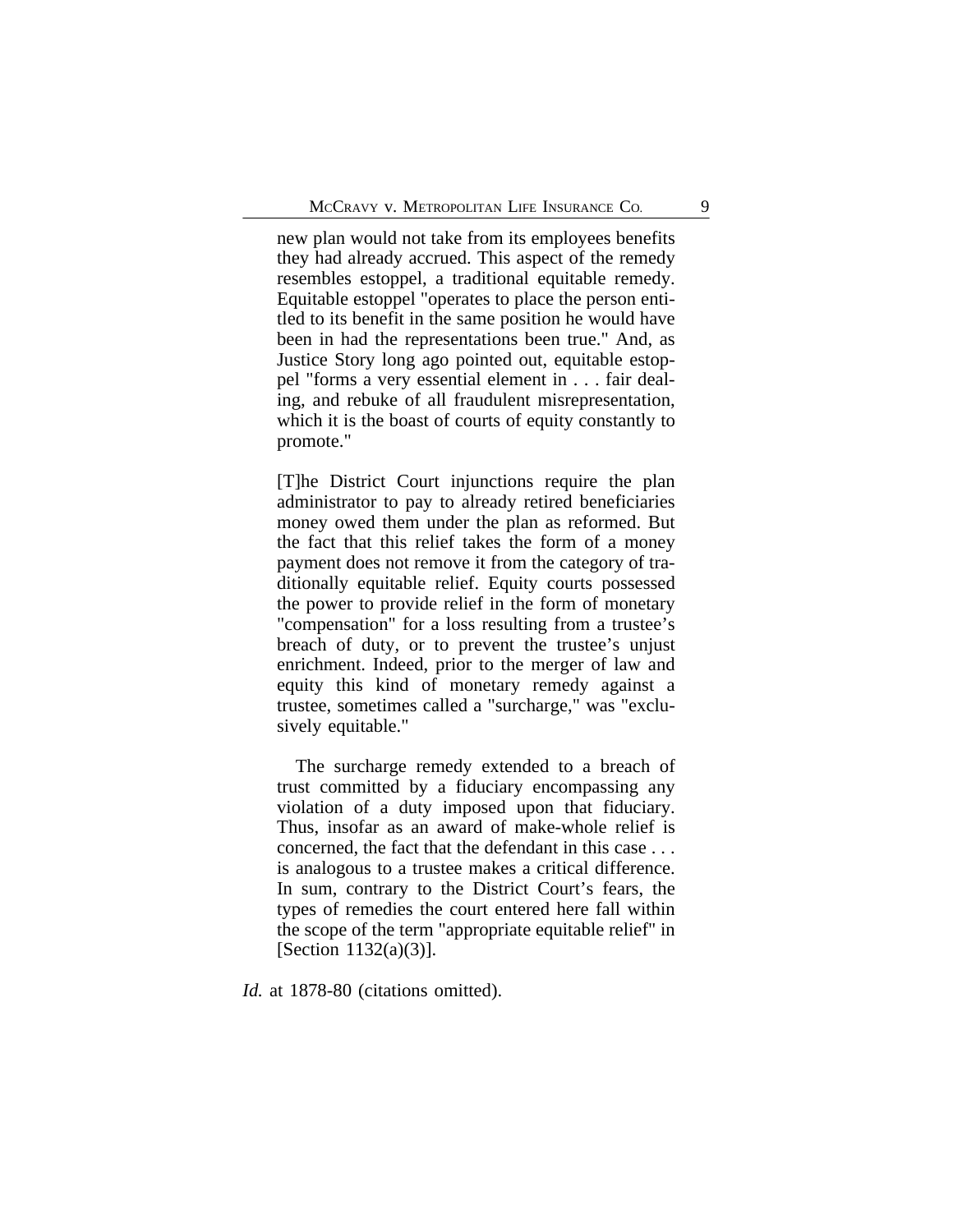> new plan would not take from its employees benefits they had already accrued. This aspect of the remedy resembles estoppel, a traditional equitable remedy. Equitable estoppel "operates to place the person entitled to its benefit in the same position he would have been in had the representations been true." And, as Justice Story long ago pointed out, equitable estoppel "forms a very essential element in . . . fair dealing, and rebuke of all fraudulent misrepresentation, which it is the boast of courts of equity constantly to promote."
>
> [T]he District Court injunctions require the plan administrator to pay to already retired beneficiaries money owed them under the plan as reformed. But the fact that this relief takes the form of a money payment does not remove it from the category of traditionally equitable relief. Equity courts possessed the power to provide relief in the form of monetary "compensation" for a loss resulting from a trustee's breach of duty, or to prevent the trustee's unjust enrichment. Indeed, prior to the merger of law and equity this kind of monetary remedy against a trustee, sometimes called a "surcharge," was "exclusively equitable."
>
> The surcharge remedy extended to a breach of trust committed by a fiduciary encompassing any violation of a duty imposed upon that fiduciary. Thus, insofar as an award of make-whole relief is concerned, the fact that the defendant in this case . . . is analogous to a trustee makes a critical difference. In sum, contrary to the District Court's fears, the types of remedies the court entered here fall within the scope of the term "appropriate equitable relief" in [Section 1132(a)(3)].

*Id.* at 1878-80 (citations omitted).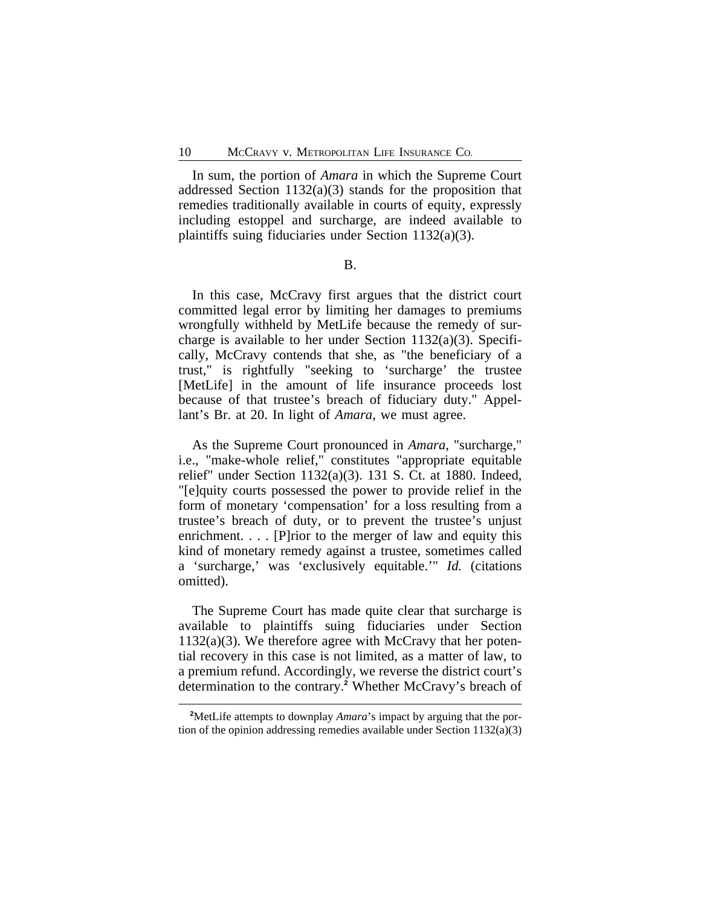In sum, the portion of *Amara* in which the Supreme Court addressed Section 1132(a)(3) stands for the proposition that remedies traditionally available in courts of equity, expressly including estoppel and surcharge, are indeed available to plaintiffs suing fiduciaries under Section 1132(a)(3).

B.

In this case, McCravy first argues that the district court committed legal error by limiting her damages to premiums wrongfully withheld by MetLife because the remedy of surcharge is available to her under Section 1132(a)(3). Specifically, McCravy contends that she, as "the beneficiary of a trust," is rightfully "seeking to 'surcharge' the trustee [MetLife] in the amount of life insurance proceeds lost because of that trustee's breach of fiduciary duty." Appellant's Br. at 20. In light of *Amara*, we must agree.

As the Supreme Court pronounced in *Amara*, "surcharge," i.e., "make-whole relief," constitutes "appropriate equitable relief" under Section 1132(a)(3). 131 S. Ct. at 1880. Indeed, "[e]quity courts possessed the power to provide relief in the form of monetary 'compensation' for a loss resulting from a trustee's breach of duty, or to prevent the trustee's unjust enrichment. . . . [P]rior to the merger of law and equity this kind of monetary remedy against a trustee, sometimes called a 'surcharge,' was 'exclusively equitable.'" *Id.* (citations omitted).

The Supreme Court has made quite clear that surcharge is available to plaintiffs suing fiduciaries under Section 1132(a)(3). We therefore agree with McCravy that her potential recovery in this case is not limited, as a matter of law, to a premium refund. Accordingly, we reverse the district court's determination to the contrary.[2] Whether McCravy's breach of

[2]MetLife attempts to downplay *Amara*'s impact by arguing that the portion of the opinion addressing remedies available under Section 1132(a)(3)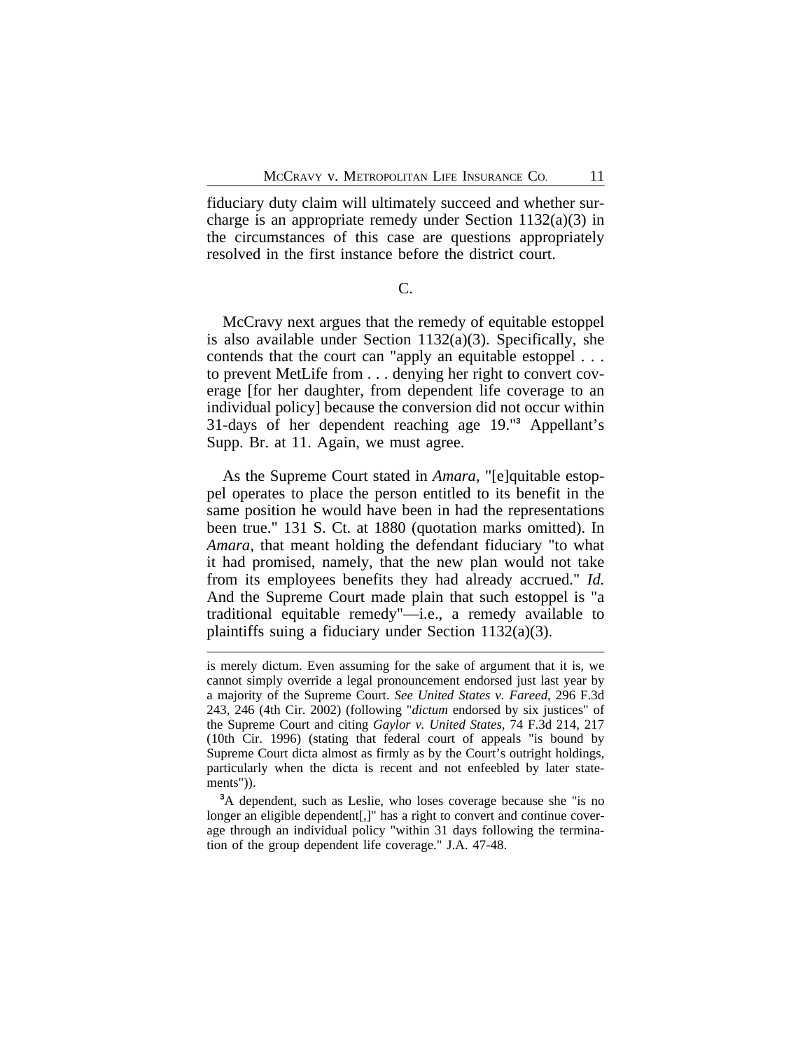fiduciary duty claim will ultimately succeed and whether surcharge is an appropriate remedy under Section 1132(a)(3) in the circumstances of this case are questions appropriately resolved in the first instance before the district court.

### C.

McCravy next argues that the remedy of equitable estoppel is also available under Section 1132(a)(3). Specifically, she contends that the court can "apply an equitable estoppel . . . to prevent MetLife from . . . denying her right to convert coverage [for her daughter, from dependent life coverage to an individual policy] because the conversion did not occur within 31-days of her dependent reaching age 19."[3] Appellant's Supp. Br. at 11. Again, we must agree.

As the Supreme Court stated in *Amara*, "[e]quitable estoppel operates to place the person entitled to its benefit in the same position he would have been in had the representations been true." 131 S. Ct. at 1880 (quotation marks omitted). In *Amara*, that meant holding the defendant fiduciary "to what it had promised, namely, that the new plan would not take from its employees benefits they had already accrued." *Id.* And the Supreme Court made plain that such estoppel is "a traditional equitable remedy"—i.e., a remedy available to plaintiffs suing a fiduciary under Section 1132(a)(3).

---

is merely dictum. Even assuming for the sake of argument that it is, we cannot simply override a legal pronouncement endorsed just last year by a majority of the Supreme Court. *See United States v. Fareed*, 296 F.3d 243, 246 (4th Cir. 2002) (following "*dictum* endorsed by six justices" of the Supreme Court and citing *Gaylor v. United States*, 74 F.3d 214, 217 (10th Cir. 1996) (stating that federal court of appeals "is bound by Supreme Court dicta almost as firmly as by the Court's outright holdings, particularly when the dicta is recent and not enfeebled by later statements")).

[3] A dependent, such as Leslie, who loses coverage because she "is no longer an eligible dependent[,]" has a right to convert and continue coverage through an individual policy "within 31 days following the termination of the group dependent life coverage." J.A. 47-48.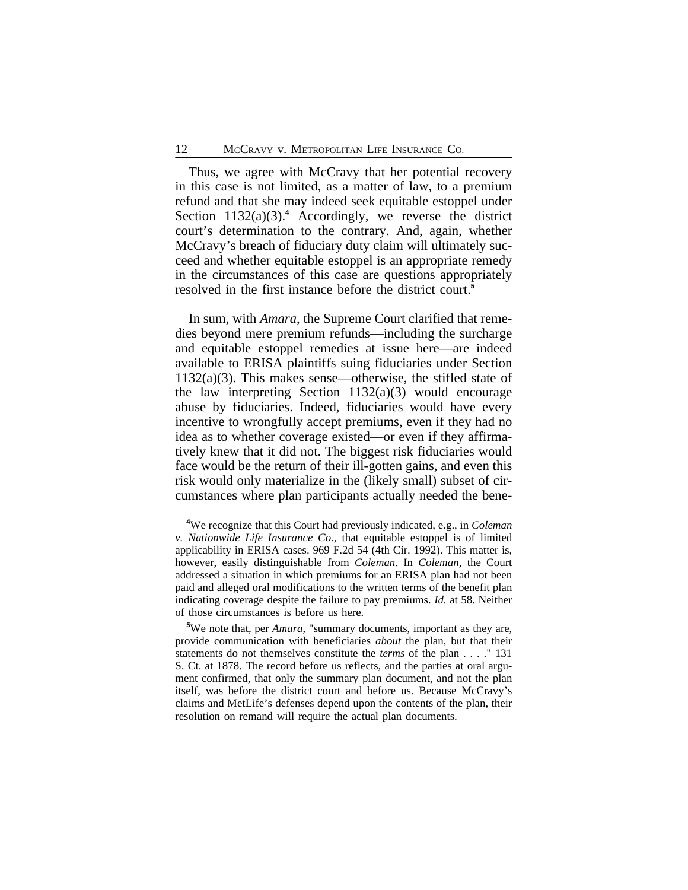Thus, we agree with McCravy that her potential recovery in this case is not limited, as a matter of law, to a premium refund and that she may indeed seek equitable estoppel under Section 1132(a)(3).[4] Accordingly, we reverse the district court's determination to the contrary. And, again, whether McCravy's breach of fiduciary duty claim will ultimately succeed and whether equitable estoppel is an appropriate remedy in the circumstances of this case are questions appropriately resolved in the first instance before the district court.[5]

In sum, with *Amara*, the Supreme Court clarified that remedies beyond mere premium refunds—including the surcharge and equitable estoppel remedies at issue here—are indeed available to ERISA plaintiffs suing fiduciaries under Section 1132(a)(3). This makes sense—otherwise, the stifled state of the law interpreting Section 1132(a)(3) would encourage abuse by fiduciaries. Indeed, fiduciaries would have every incentive to wrongfully accept premiums, even if they had no idea as to whether coverage existed—or even if they affirmatively knew that it did not. The biggest risk fiduciaries would face would be the return of their ill-gotten gains, and even this risk would only materialize in the (likely small) subset of circumstances where plan participants actually needed the bene-

---

[4]We recognize that this Court had previously indicated, e.g., in *Coleman v. Nationwide Life Insurance Co.*, that equitable estoppel is of limited applicability in ERISA cases. 969 F.2d 54 (4th Cir. 1992). This matter is, however, easily distinguishable from *Coleman*. In *Coleman*, the Court addressed a situation in which premiums for an ERISA plan had not been paid and alleged oral modifications to the written terms of the benefit plan indicating coverage despite the failure to pay premiums. *Id.* at 58. Neither of those circumstances is before us here.

[5]We note that, per *Amara*, "summary documents, important as they are, provide communication with beneficiaries *about* the plan, but that their statements do not themselves constitute the *terms* of the plan . . . ." 131 S. Ct. at 1878. The record before us reflects, and the parties at oral argument confirmed, that only the summary plan document, and not the plan itself, was before the district court and before us. Because McCravy's claims and MetLife's defenses depend upon the contents of the plan, their resolution on remand will require the actual plan documents.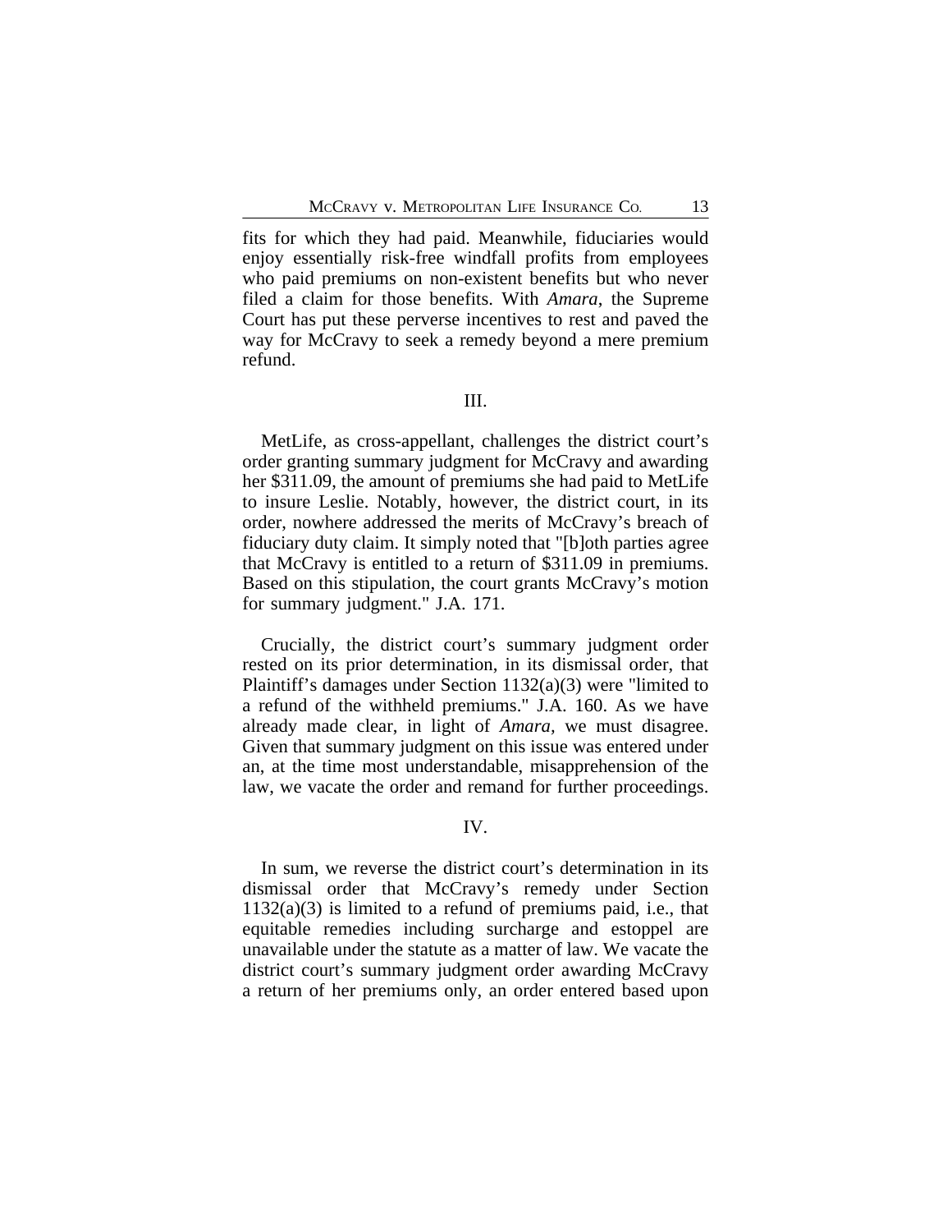fits for which they had paid. Meanwhile, fiduciaries would enjoy essentially risk-free windfall profits from employees who paid premiums on non-existent benefits but who never filed a claim for those benefits. With *Amara*, the Supreme Court has put these perverse incentives to rest and paved the way for McCravy to seek a remedy beyond a mere premium refund.

## III.

MetLife, as cross-appellant, challenges the district court's order granting summary judgment for McCravy and awarding her $311.09, the amount of premiums she had paid to MetLife to insure Leslie. Notably, however, the district court, in its order, nowhere addressed the merits of McCravy's breach of fiduciary duty claim. It simply noted that "[b]oth parties agree that McCravy is entitled to a return of $311.09 in premiums. Based on this stipulation, the court grants McCravy's motion for summary judgment." J.A. 171.

Crucially, the district court's summary judgment order rested on its prior determination, in its dismissal order, that Plaintiff's damages under Section 1132(a)(3) were "limited to a refund of the withheld premiums." J.A. 160. As we have already made clear, in light of *Amara*, we must disagree. Given that summary judgment on this issue was entered under an, at the time most understandable, misapprehension of the law, we vacate the order and remand for further proceedings.

## IV.

In sum, we reverse the district court's determination in its dismissal order that McCravy's remedy under Section 1132(a)(3) is limited to a refund of premiums paid, i.e., that equitable remedies including surcharge and estoppel are unavailable under the statute as a matter of law. We vacate the district court's summary judgment order awarding McCravy a return of her premiums only, an order entered based upon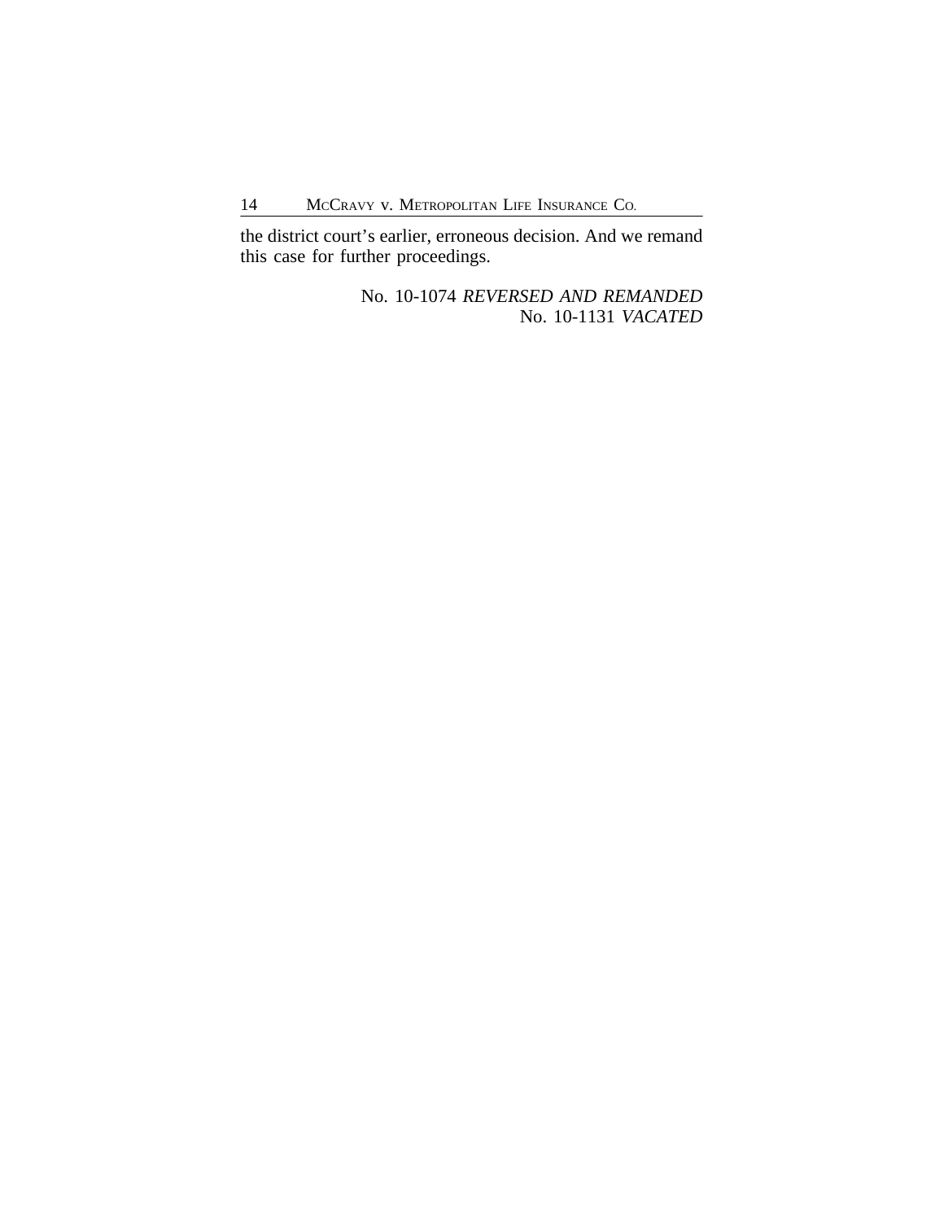the district court's earlier, erroneous decision. And we remand this case for further proceedings.

No. 10-1074 *REVERSED AND REMANDED*
No. 10-1131 *VACATED*